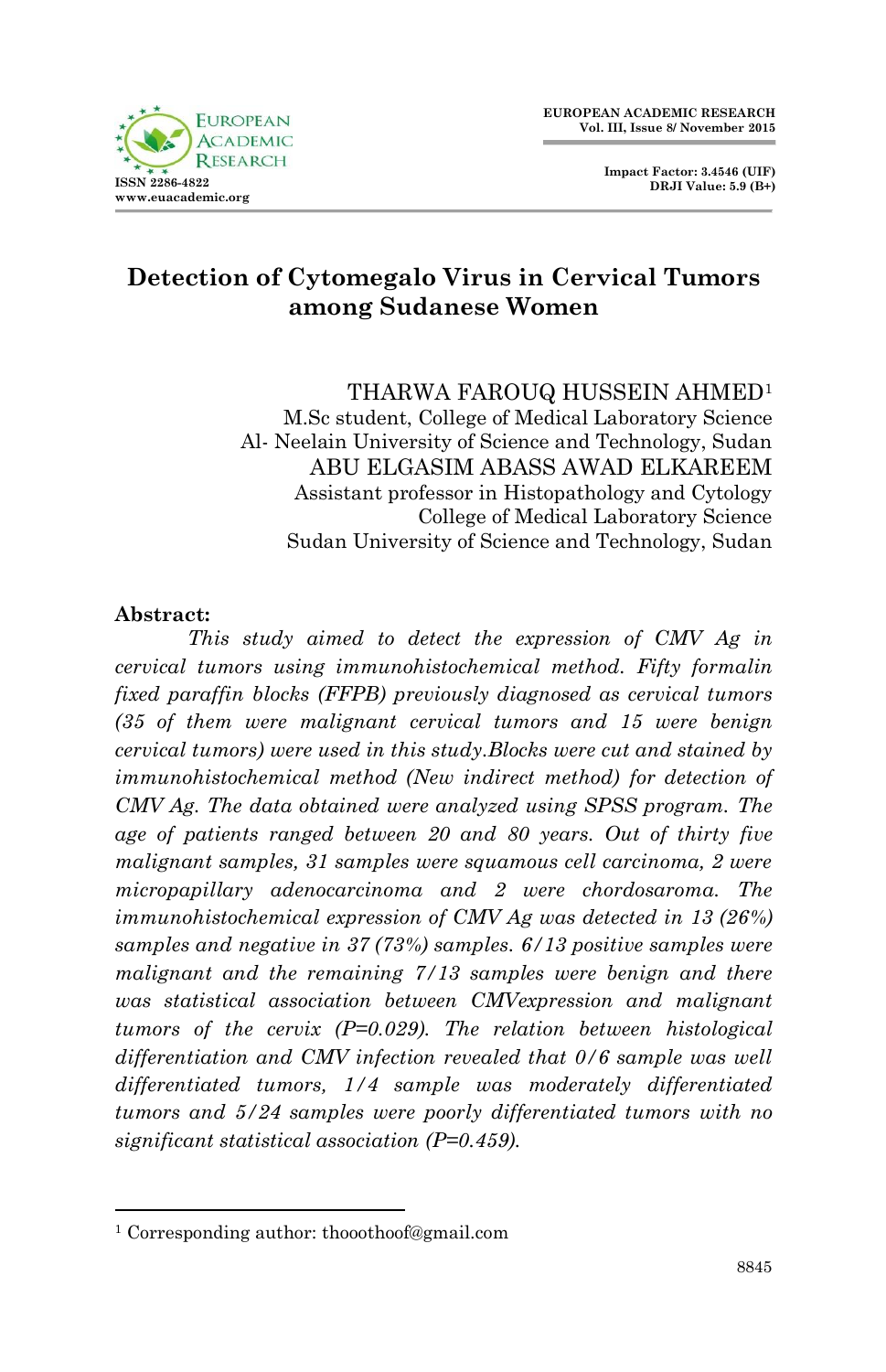# Detection of Cytomegalo Virus in Cervical Tumors among Sudanese Women

THARWA FAROUQ HUSSEIN AHMED[1]
M.Sc student, College of Medical Laboratory Science
Al- Neelain University of Science and Technology, Sudan
ABU ELGASIM ABASS AWAD ELKAREEM
Assistant professor in Histopathology and Cytology
College of Medical Laboratory Science
Sudan University of Science and Technology, Sudan

## Abstract:

*This study aimed to detect the expression of CMV Ag in cervical tumors using immunohistochemical method. Fifty formalin fixed paraffin blocks (FFPB) previously diagnosed as cervical tumors (35 of them were malignant cervical tumors and 15 were benign cervical tumors) were used in this study.Blocks were cut and stained by immunohistochemical method (New indirect method) for detection of CMV Ag. The data obtained were analyzed using SPSS program. The age of patients ranged between 20 and 80 years. Out of thirty five malignant samples, 31 samples were squamous cell carcinoma, 2 were micropapillary adenocarcinoma and 2 were chordosaroma. The immunohistochemical expression of CMV Ag was detected in 13 (26%) samples and negative in 37 (73%) samples. 6/13 positive samples were malignant and the remaining 7/13 samples were benign and there was statistical association between CMVexpression and malignant tumors of the cervix (P=0.029). The relation between histological differentiation and CMV infection revealed that 0/6 sample was well differentiated tumors, 1/4 sample was moderately differentiated tumors and 5/24 samples were poorly differentiated tumors with no significant statistical association (P=0.459).*

[1] Corresponding author: thooothoof@gmail.com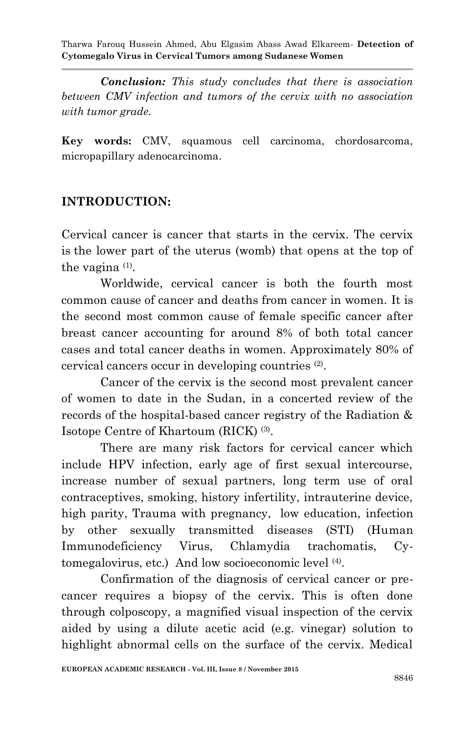***Conclusion:*** *This study concludes that there is association between CMV infection and tumors of the cervix with no association with tumor grade.*

**Key words:** CMV, squamous cell carcinoma, chordosarcoma, micropapillary adenocarcinoma.

## INTRODUCTION:

Cervical cancer is cancer that starts in the cervix. The cervix is the lower part of the uterus (womb) that opens at the top of the vagina [(1)].

Worldwide, cervical cancer is both the fourth most common cause of cancer and deaths from cancer in women. It is the second most common cause of female specific cancer after breast cancer accounting for around 8% of both total cancer cases and total cancer deaths in women. Approximately 80% of cervical cancers occur in developing countries [(2)].

Cancer of the cervix is the second most prevalent cancer of women to date in the Sudan, in a concerted review of the records of the hospital-based cancer registry of the Radiation & Isotope Centre of Khartoum (RICK) [(3)].

There are many risk factors for cervical cancer which include HPV infection, early age of first sexual intercourse, increase number of sexual partners, long term use of oral contraceptives, smoking, history infertility, intrauterine device, high parity, Trauma with pregnancy, low education, infection by other sexually transmitted diseases (STI) (Human Immunodeficiency Virus, Chlamydia trachomatis, Cytomegalovirus, etc.) And low socioeconomic level [(4)].

Confirmation of the diagnosis of cervical cancer or pre-cancer requires a biopsy of the cervix. This is often done through colposcopy, a magnified visual inspection of the cervix aided by using a dilute acetic acid (e.g. vinegar) solution to highlight abnormal cells on the surface of the cervix. Medical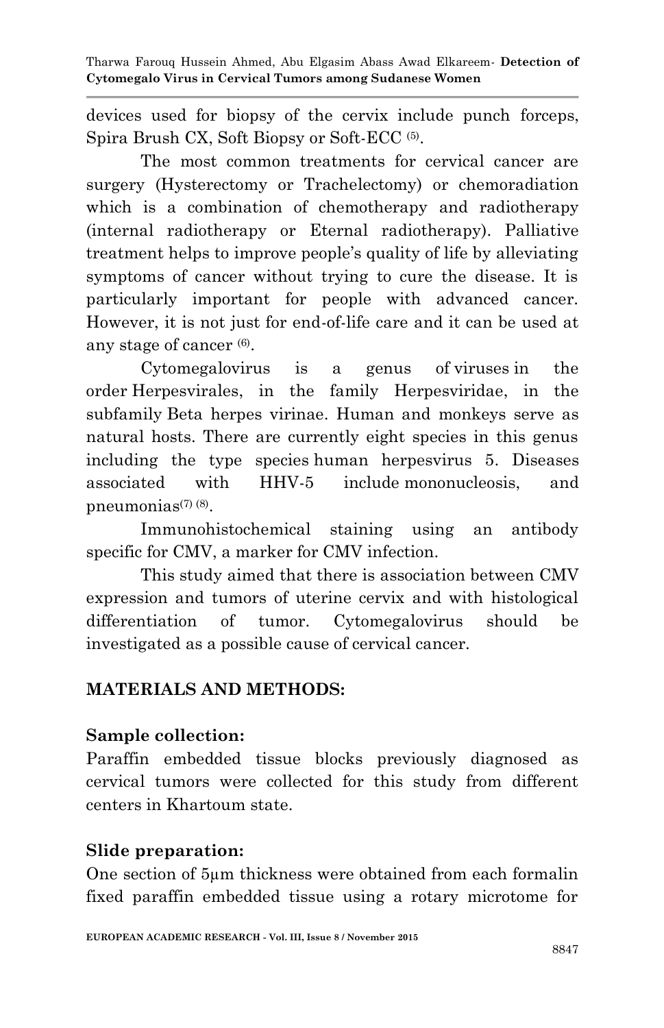devices used for biopsy of the cervix include punch forceps, Spira Brush CX, Soft Biopsy or Soft-ECC [5].

The most common treatments for cervical cancer are surgery (Hysterectomy or Trachelectomy) or chemoradiation which is a combination of chemotherapy and radiotherapy (internal radiotherapy or Eternal radiotherapy). Palliative treatment helps to improve people's quality of life by alleviating symptoms of cancer without trying to cure the disease. It is particularly important for people with advanced cancer. However, it is not just for end-of-life care and it can be used at any stage of cancer [6].

Cytomegalovirus is a genus of viruses in the order Herpesvirales, in the family Herpesviridae, in the subfamily Beta herpes virinae. Human and monkeys serve as natural hosts. There are currently eight species in this genus including the type species human herpesvirus 5. Diseases associated with HHV-5 include mononucleosis, and pneumonias[7] [8].

Immunohistochemical staining using an antibody specific for CMV, a marker for CMV infection.

This study aimed that there is association between CMV expression and tumors of uterine cervix and with histological differentiation of tumor. Cytomegalovirus should be investigated as a possible cause of cervical cancer.

## MATERIALS AND METHODS:

### Sample collection:

Paraffin embedded tissue blocks previously diagnosed as cervical tumors were collected for this study from different centers in Khartoum state.

### Slide preparation:

One section of 5µm thickness were obtained from each formalin fixed paraffin embedded tissue using a rotary microtome for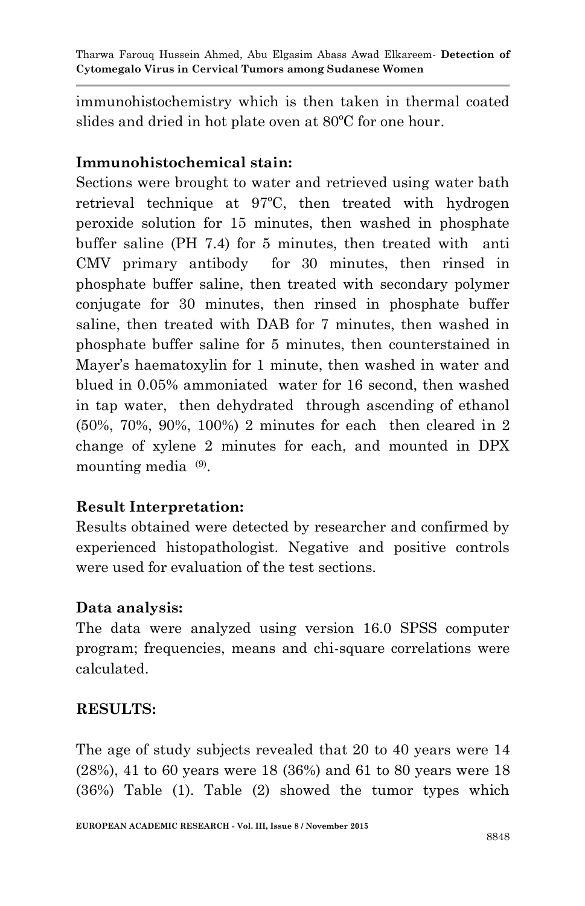immunohistochemistry which is then taken in thermal coated slides and dried in hot plate oven at 80ºC for one hour.

**Immunohistochemical stain:**

Sections were brought to water and retrieved using water bath retrieval technique at 97ºC, then treated with hydrogen peroxide solution for 15 minutes, then washed in phosphate buffer saline (PH 7.4) for 5 minutes, then treated with anti CMV primary antibody for 30 minutes, then rinsed in phosphate buffer saline, then treated with secondary polymer conjugate for 30 minutes, then rinsed in phosphate buffer saline, then treated with DAB for 7 minutes, then washed in phosphate buffer saline for 5 minutes, then counterstained in Mayer's haematoxylin for 1 minute, then washed in water and blued in 0.05% ammoniated water for 16 second, then washed in tap water, then dehydrated through ascending of ethanol (50%, 70%, 90%, 100%) 2 minutes for each then cleared in 2 change of xylene 2 minutes for each, and mounted in DPX mounting media [9].

**Result Interpretation:**

Results obtained were detected by researcher and confirmed by experienced histopathologist. Negative and positive controls were used for evaluation of the test sections.

**Data analysis:**

The data were analyzed using version 16.0 SPSS computer program; frequencies, means and chi-square correlations were calculated.

**RESULTS:**

The age of study subjects revealed that 20 to 40 years were 14 (28%), 41 to 60 years were 18 (36%) and 61 to 80 years were 18 (36%) Table (1). Table (2) showed the tumor types which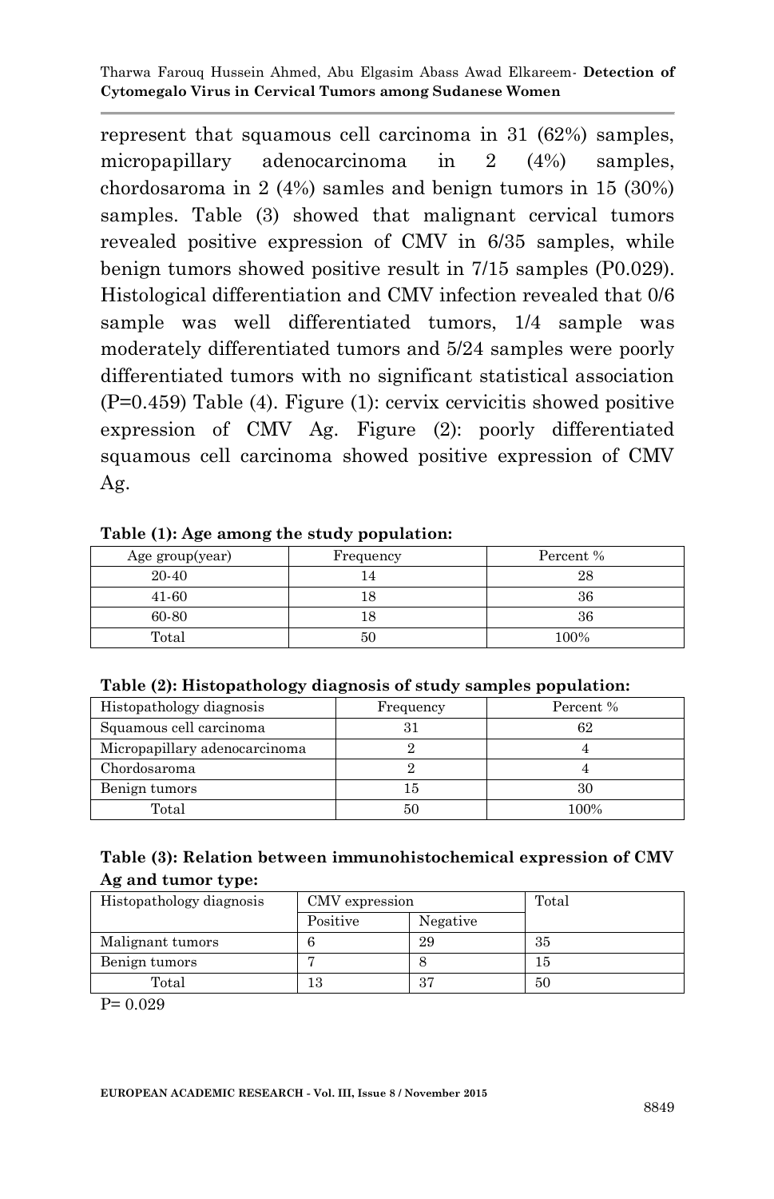represent that squamous cell carcinoma in 31 (62%) samples, micropapillary adenocarcinoma in 2 (4%) samples, chordosaroma in 2 (4%) samles and benign tumors in 15 (30%) samples. Table (3) showed that malignant cervical tumors revealed positive expression of CMV in 6/35 samples, while benign tumors showed positive result in 7/15 samples (P0.029). Histological differentiation and CMV infection revealed that 0/6 sample was well differentiated tumors, 1/4 sample was moderately differentiated tumors and 5/24 samples were poorly differentiated tumors with no significant statistical association (P=0.459) Table (4). Figure (1): cervix cervicitis showed positive expression of CMV Ag. Figure (2): poorly differentiated squamous cell carcinoma showed positive expression of CMV Ag.

**Table (1): Age among the study population:**

| Age group(year) | Frequency | Percent % |
|---|---|---|
| 20-40 | 14 | 28 |
| 41-60 | 18 | 36 |
| 60-80 | 18 | 36 |
| Total | 50 | 100% |

**Table (2): Histopathology diagnosis of study samples population:**

| Histopathology diagnosis | Frequency | Percent % |
|---|---|---|
| Squamous cell carcinoma | 31 | 62 |
| Micropapillary adenocarcinoma | 2 | 4 |
| Chordosaroma | 2 | 4 |
| Benign tumors | 15 | 30 |
| Total | 50 | 100% |

**Table (3): Relation between immunohistochemical expression of CMV Ag and tumor type:**

| Histopathology diagnosis | CMV expression | | Total |
|---|---|---|---|
| | Positive | Negative | |
| Malignant tumors | 6 | 29 | 35 |
| Benign tumors | 7 | 8 | 15 |
| Total | 13 | 37 | 50 |

P= 0.029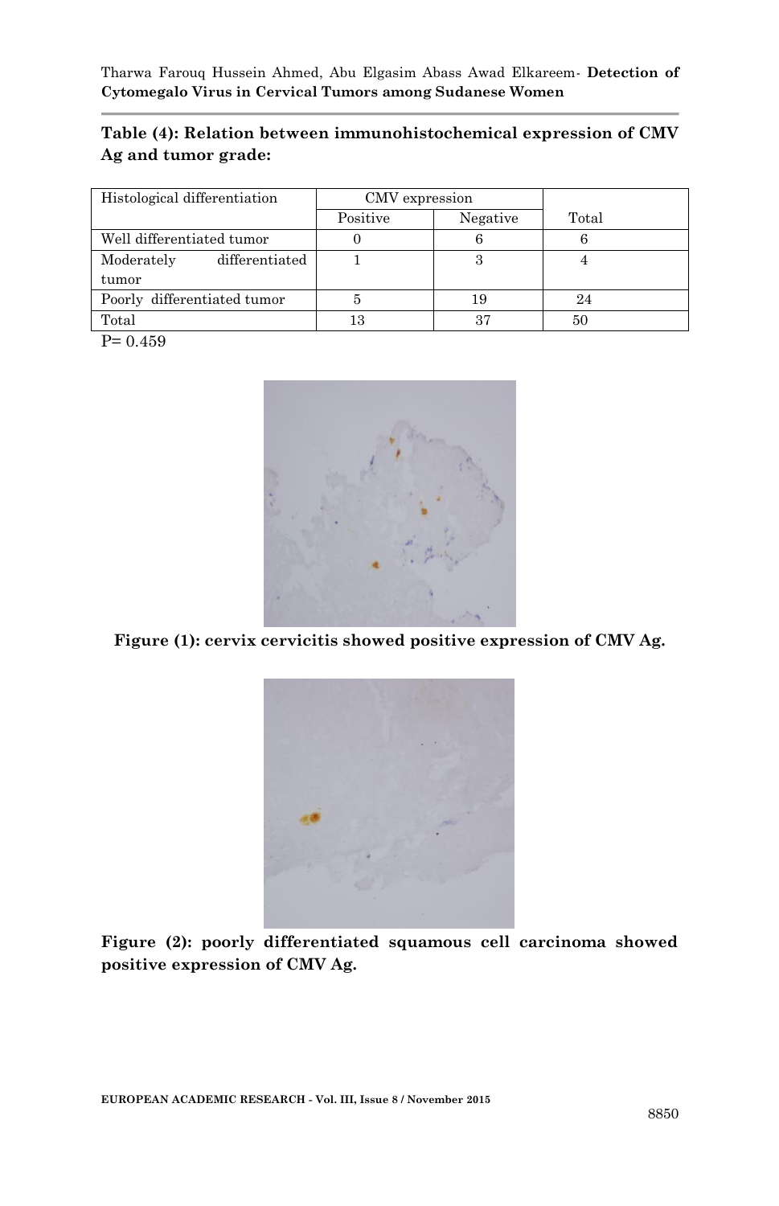**Table (4): Relation between immunohistochemical expression of CMV Ag and tumor grade:**

| Histological differentiation | CMV expression | | Total |
|---|---|---|---|
| | Positive | Negative | |
| Well differentiated tumor | 0 | 6 | 6 |
| Moderately differentiated tumor | 1 | 3 | 4 |
| Poorly differentiated tumor | 5 | 19 | 24 |
| Total | 13 | 37 | 50 |

P= 0.459

**Figure (1): cervix cervicitis showed positive expression of CMV Ag.**

**Figure (2): poorly differentiated squamous cell carcinoma showed positive expression of CMV Ag.**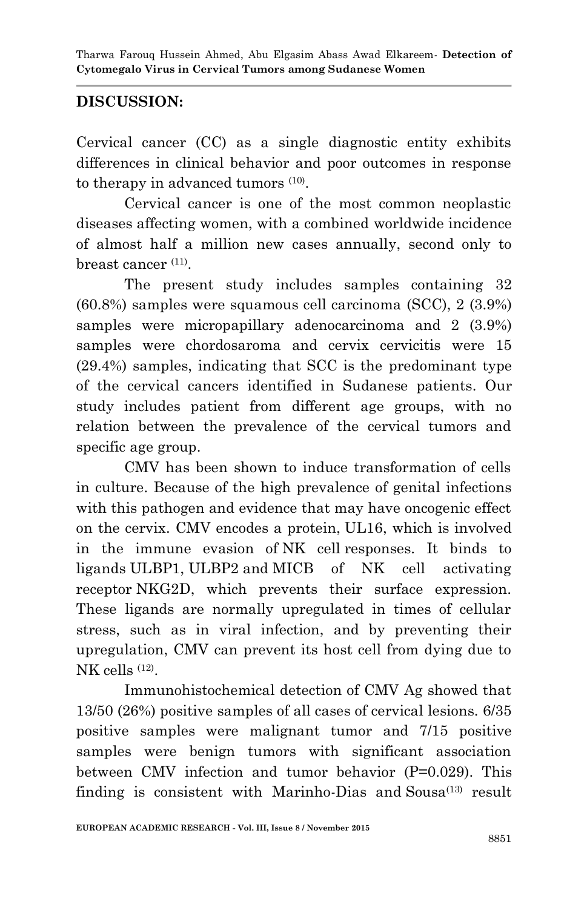## DISCUSSION:

Cervical cancer (CC) as a single diagnostic entity exhibits differences in clinical behavior and poor outcomes in response to therapy in advanced tumors [10].

Cervical cancer is one of the most common neoplastic diseases affecting women, with a combined worldwide incidence of almost half a million new cases annually, second only to breast cancer [11].

The present study includes samples containing 32 (60.8%) samples were squamous cell carcinoma (SCC), 2 (3.9%) samples were micropapillary adenocarcinoma and 2 (3.9%) samples were chordosaroma and cervix cervicitis were 15 (29.4%) samples, indicating that SCC is the predominant type of the cervical cancers identified in Sudanese patients. Our study includes patient from different age groups, with no relation between the prevalence of the cervical tumors and specific age group.

CMV has been shown to induce transformation of cells in culture. Because of the high prevalence of genital infections with this pathogen and evidence that may have oncogenic effect on the cervix. CMV encodes a protein, UL16, which is involved in the immune evasion of NK cell responses. It binds to ligands ULBP1, ULBP2 and MICB of NK cell activating receptor NKG2D, which prevents their surface expression. These ligands are normally upregulated in times of cellular stress, such as in viral infection, and by preventing their upregulation, CMV can prevent its host cell from dying due to NK cells [12].

Immunohistochemical detection of CMV Ag showed that 13/50 (26%) positive samples of all cases of cervical lesions. 6/35 positive samples were malignant tumor and 7/15 positive samples were benign tumors with significant association between CMV infection and tumor behavior (P=0.029). This finding is consistent with Marinho-Dias and Sousa[13] result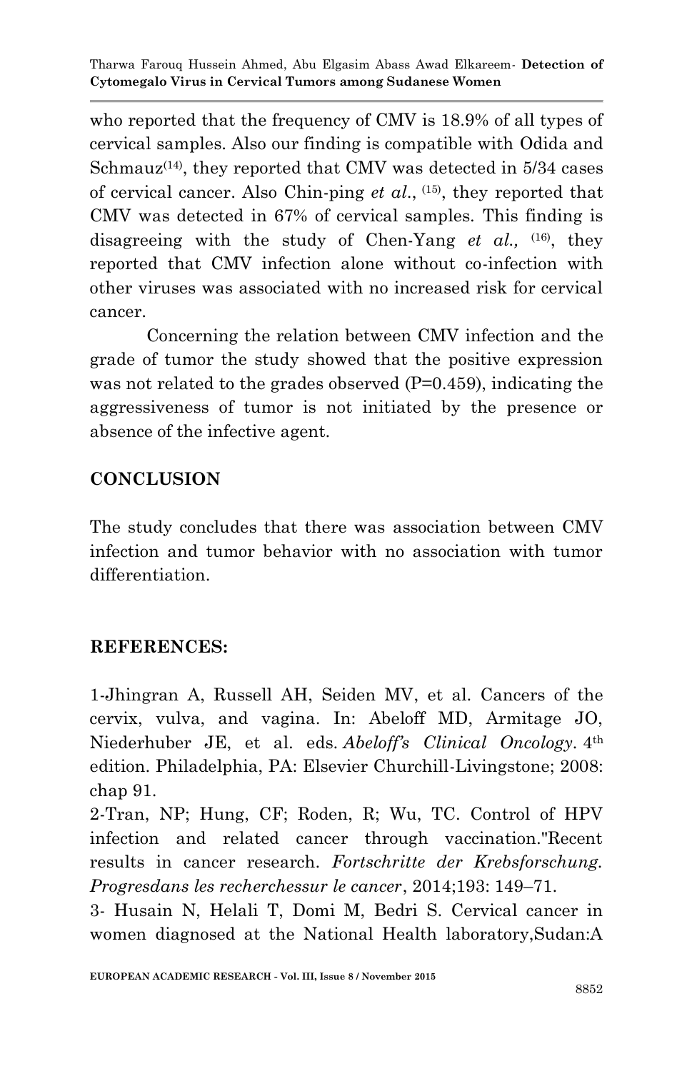who reported that the frequency of CMV is 18.9% of all types of cervical samples. Also our finding is compatible with Odida and Schmauz[14], they reported that CMV was detected in 5/34 cases of cervical cancer. Also Chin-ping *et al*., [15], they reported that CMV was detected in 67% of cervical samples. This finding is disagreeing with the study of Chen-Yang *et al.,* [16], they reported that CMV infection alone without co-infection with other viruses was associated with no increased risk for cervical cancer.

Concerning the relation between CMV infection and the grade of tumor the study showed that the positive expression was not related to the grades observed (P=0.459), indicating the aggressiveness of tumor is not initiated by the presence or absence of the infective agent.

## CONCLUSION

The study concludes that there was association between CMV infection and tumor behavior with no association with tumor differentiation.

## REFERENCES:

1-Jhingran A, Russell AH, Seiden MV, et al. Cancers of the cervix, vulva, and vagina. In: Abeloff MD, Armitage JO, Niederhuber JE, et al. eds. *Abeloff's Clinical Oncology*. 4th edition. Philadelphia, PA: Elsevier Churchill-Livingstone; 2008: chap 91.

2-Tran, NP; Hung, CF; Roden, R; Wu, TC. Control of HPV infection and related cancer through vaccination."Recent results in cancer research. *Fortschritte der Krebsforschung. Progresdans les recherchessur le cancer*, 2014;193: 149–71.

3- Husain N, Helali T, Domi M, Bedri S. Cervical cancer in women diagnosed at the National Health laboratory,Sudan:A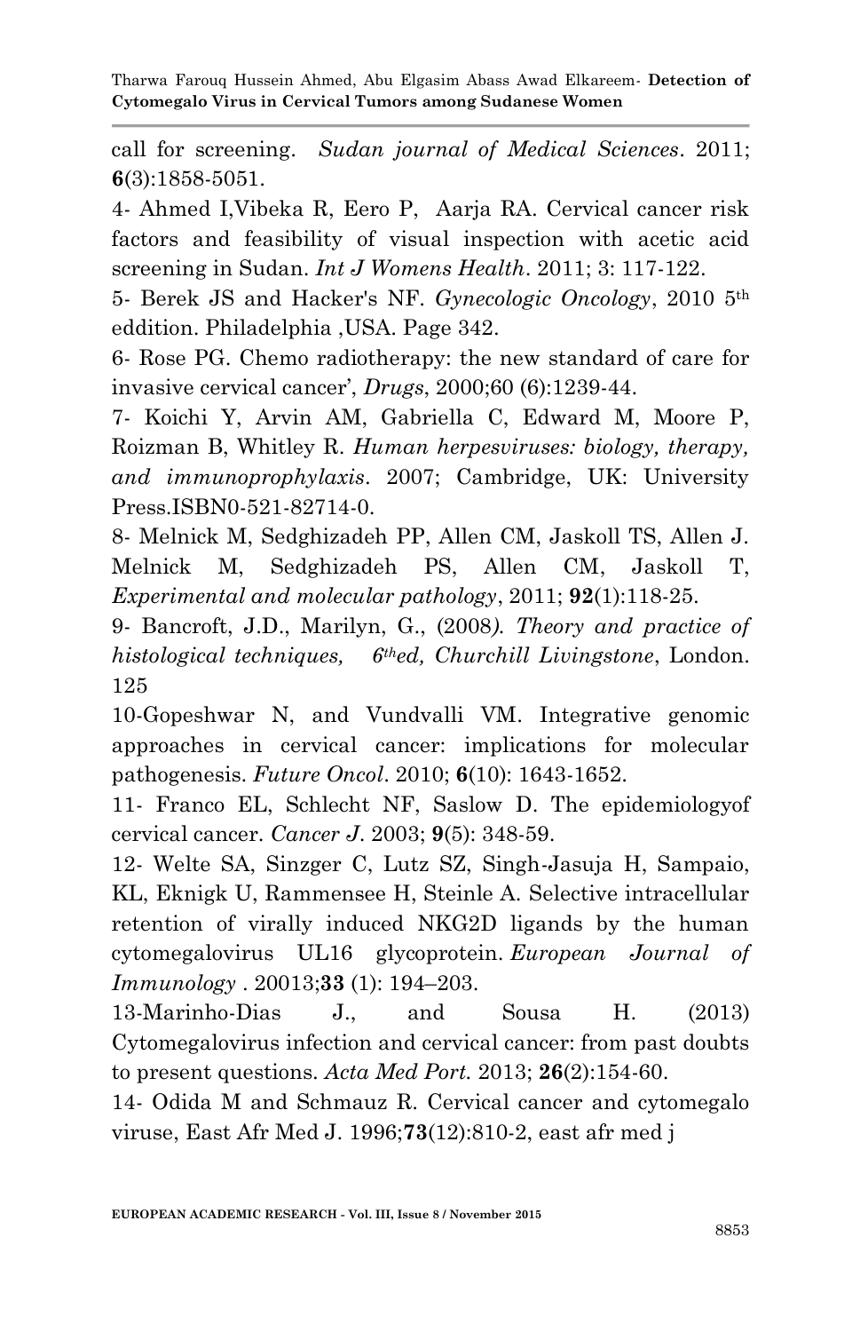call for screening. *Sudan journal of Medical Sciences*. 2011; **6**(3):1858-5051.

4- Ahmed I,Vibeka R, Eero P, Aarja RA. Cervical cancer risk factors and feasibility of visual inspection with acetic acid screening in Sudan. *Int J Womens Health*. 2011; 3: 117-122.

5- Berek JS and Hacker's NF. *Gynecologic Oncology*, 2010 5th eddition. Philadelphia ,USA. Page 342.

6- Rose PG. Chemo radiotherapy: the new standard of care for invasive cervical cancer', *Drugs*, 2000;60 (6):1239-44.

7- Koichi Y, Arvin AM, Gabriella C, Edward M, Moore P, Roizman B, Whitley R. *Human herpesviruses: biology, therapy, and immunoprophylaxis*. 2007; Cambridge, UK: University Press.ISBN0-521-82714-0.

8- Melnick M, Sedghizadeh PP, Allen CM, Jaskoll TS, Allen J. Melnick M, Sedghizadeh PS, Allen CM, Jaskoll T, *Experimental and molecular pathology*, 2011; **92**(1):118-25.

9- Bancroft, J.D., Marilyn, G., (2008*). Theory and practice of histological techniques, 6thed, Churchill Livingstone*, London. 125

10-Gopeshwar N, and Vundvalli VM. Integrative genomic approaches in cervical cancer: implications for molecular pathogenesis. *Future Oncol*. 2010; **6**(10): 1643-1652.

11- Franco EL, Schlecht NF, Saslow D. The epidemiologyof cervical cancer. *Cancer J*. 2003; **9**(5): 348-59.

12- Welte SA, Sinzger C, Lutz SZ, Singh-Jasuja H, Sampaio, KL, Eknigk U, Rammensee H, Steinle A. Selective intracellular retention of virally induced NKG2D ligands by the human cytomegalovirus UL16 glycoprotein. *European Journal of Immunology* . 20013;**33** (1): 194–203.

13-Marinho-Dias J., and Sousa H. (2013) Cytomegalovirus infection and cervical cancer: from past doubts to present questions. *Acta Med Port.* 2013; **26**(2):154-60.

14- Odida M and Schmauz R. Cervical cancer and cytomegalo viruse, East Afr Med J. 1996;**73**(12):810-2, east afr med j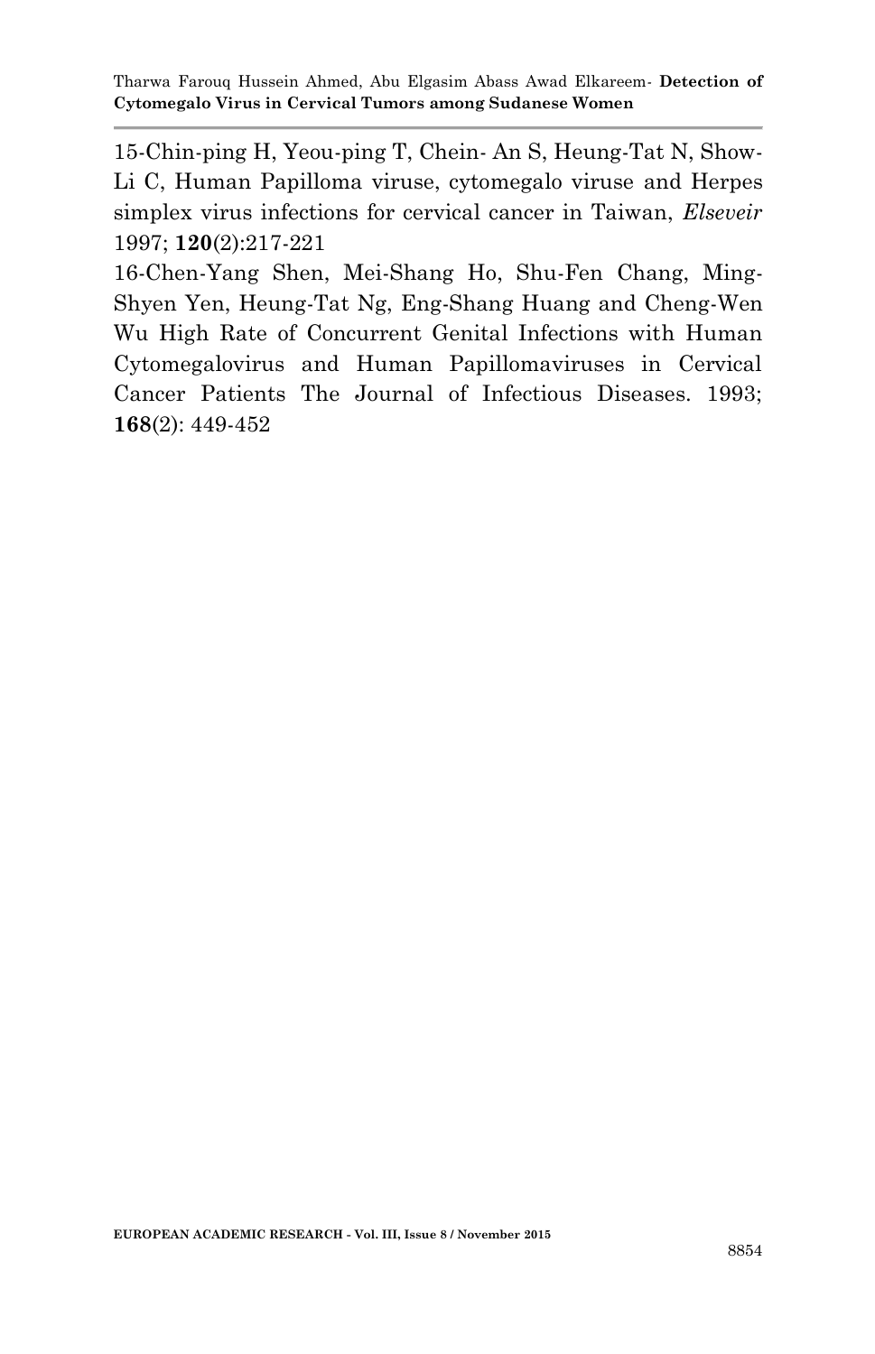15-Chin-ping H, Yeou-ping T, Chein- An S, Heung-Tat N, Show-Li C, Human Papilloma viruse, cytomegalo viruse and Herpes simplex virus infections for cervical cancer in Taiwan, *Elseveir* 1997; **120**(2):217-221

16-Chen-Yang Shen, Mei-Shang Ho, Shu-Fen Chang, Ming-Shyen Yen, Heung-Tat Ng, Eng-Shang Huang and Cheng-Wen Wu High Rate of Concurrent Genital Infections with Human Cytomegalovirus and Human Papillomaviruses in Cervical Cancer Patients The Journal of Infectious Diseases. 1993; **168**(2): 449-452